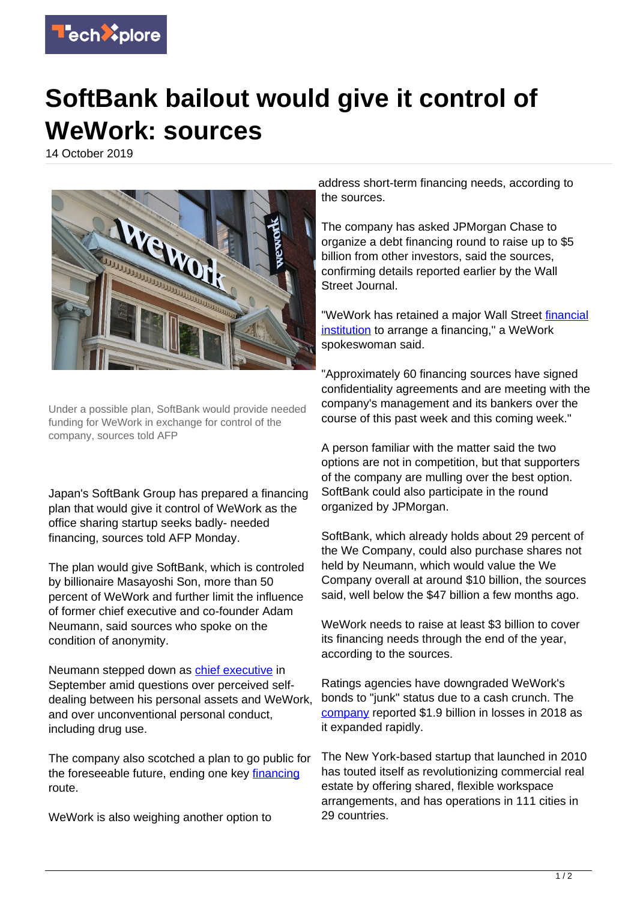# SoftBank bailout would give it control of WeWork: sources

14 October 2019

Under a possible plan, SoftBank would provide needed funding for WeWork in exchange for control of the company, sources told AFP

Japan's SoftBank Group has prepared a financing plan that would give it control of WeWork as the office sharing startup seeks badly- needed financing, sources told AFP Monday.

The plan would give SoftBank, which is controled by billionaire Masayoshi Son, more than 50 percent of WeWork and further limit the influence of former chief executive and co-founder Adam Neumann, said sources who spoke on the condition of anonymity.

Neumann stepped down as chief executive in September amid questions over perceived self-dealing between his personal assets and WeWork, and over unconventional personal conduct, including drug use.

The company also scotched a plan to go public for the foreseeable future, ending one key financing route.

WeWork is also weighing another option to address short-term financing needs, according to the sources.

The company has asked JPMorgan Chase to organize a debt financing round to raise up to $5 billion from other investors, said the sources, confirming details reported earlier by the Wall Street Journal.

"WeWork has retained a major Wall Street financial institution to arrange a financing," a WeWork spokeswoman said.

"Approximately 60 financing sources have signed confidentiality agreements and are meeting with the company's management and its bankers over the course of this past week and this coming week."

A person familiar with the matter said the two options are not in competition, but that supporters of the company are mulling over the best option. SoftBank could also participate in the round organized by JPMorgan.

SoftBank, which already holds about 29 percent of the We Company, could also purchase shares not held by Neumann, which would value the We Company overall at around $10 billion, the sources said, well below the $47 billion a few months ago.

WeWork needs to raise at least $3 billion to cover its financing needs through the end of the year, according to the sources.

Ratings agencies have downgraded WeWork's bonds to "junk" status due to a cash crunch. The company reported $1.9 billion in losses in 2018 as it expanded rapidly.

The New York-based startup that launched in 2010 has touted itself as revolutionizing commercial real estate by offering shared, flexible workspace arrangements, and has operations in 111 cities in 29 countries.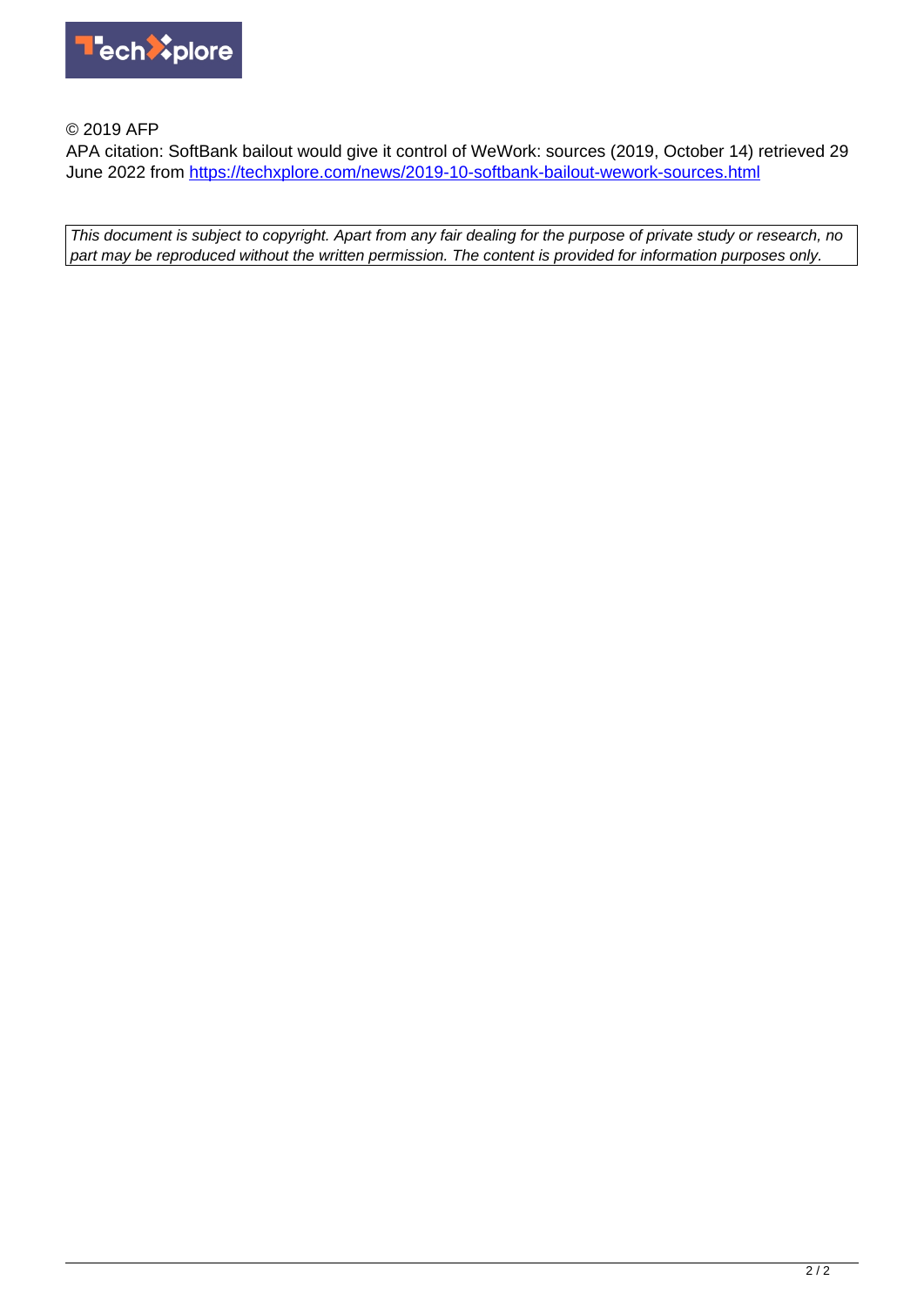© 2019 AFP

APA citation: SoftBank bailout would give it control of WeWork: sources (2019, October 14) retrieved 29 June 2022 from https://techxplore.com/news/2019-10-softbank-bailout-wework-sources.html

*This document is subject to copyright. Apart from any fair dealing for the purpose of private study or research, no part may be reproduced without the written permission. The content is provided for information purposes only.*